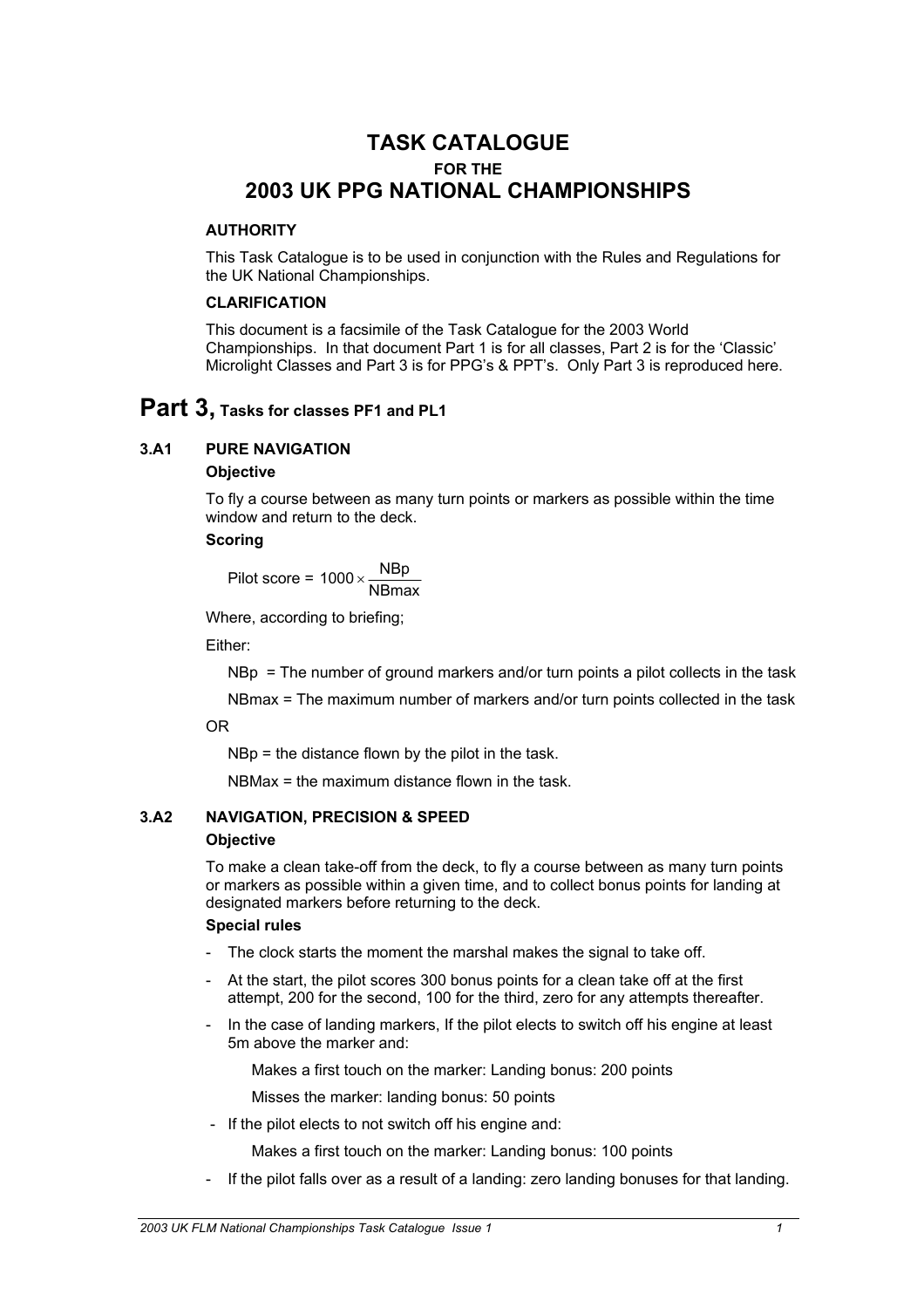# TASK CATALOGUE

### FOR THE

# 2003 UK PPG NATIONAL CHAMPIONSHIPS

**AUTHORITY**

This Task Catalogue is to be used in conjunction with the Rules and Regulations for the UK National Championships.

**CLARIFICATION**

This document is a facsimile of the Task Catalogue for the 2003 World Championships. In that document Part 1 is for all classes, Part 2 is for the 'Classic' Microlight Classes and Part 3 is for PPG's & PPT's. Only Part 3 is reproduced here.

# Part 3, Tasks for classes PF1 and PL1

## 3.A1 PURE NAVIGATION

**Objective**

To fly a course between as many turn points or markers as possible within the time window and return to the deck.

**Scoring**

$$\text{Pilot score} = 1000 \times \frac{\text{NBp}}{\text{NBmax}}$$

Where, according to briefing;

Either:

NBp = The number of ground markers and/or turn points a pilot collects in the task

NBmax = The maximum number of markers and/or turn points collected in the task

OR

NBp = the distance flown by the pilot in the task.

NBMax = the maximum distance flown in the task.

## 3.A2 NAVIGATION, PRECISION & SPEED

**Objective**

To make a clean take-off from the deck, to fly a course between as many turn points or markers as possible within a given time, and to collect bonus points for landing at designated markers before returning to the deck.

**Special rules**

- The clock starts the moment the marshal makes the signal to take off.
- At the start, the pilot scores 300 bonus points for a clean take off at the first attempt, 200 for the second, 100 for the third, zero for any attempts thereafter.
- In the case of landing markers, If the pilot elects to switch off his engine at least 5m above the marker and:

  Makes a first touch on the marker: Landing bonus: 200 points

  Misses the marker: landing bonus: 50 points
- If the pilot elects to not switch off his engine and:

  Makes a first touch on the marker: Landing bonus: 100 points
- If the pilot falls over as a result of a landing: zero landing bonuses for that landing.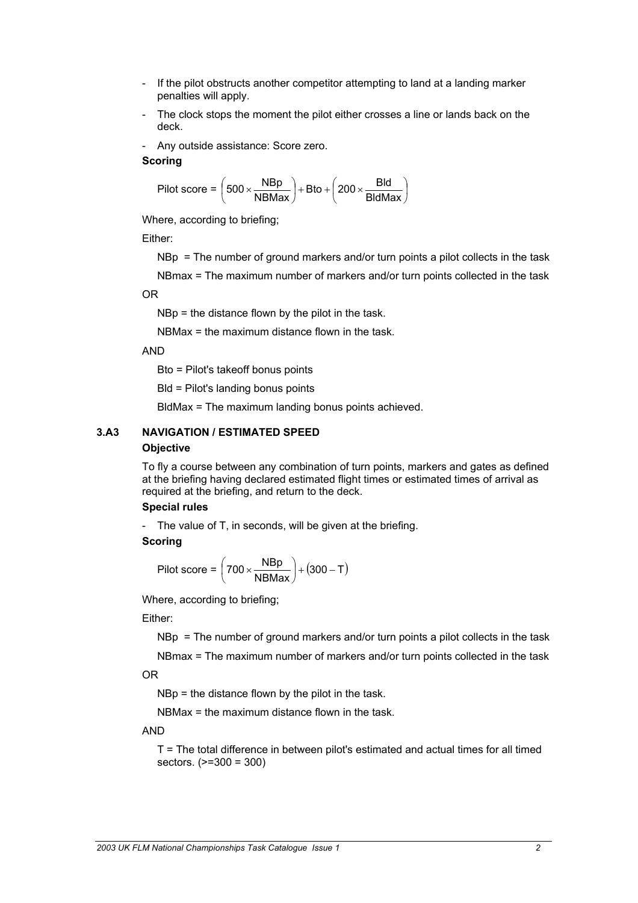- If the pilot obstructs another competitor attempting to land at a landing marker penalties will apply.
- The clock stops the moment the pilot either crosses a line or lands back on the deck.
- Any outside assistance: Score zero.

**Scoring**

$$\text{Pilot score} = \left(500 \times \frac{\text{NBp}}{\text{NBMax}}\right) + \text{Bto} + \left(200 \times \frac{\text{Bld}}{\text{BldMax}}\right)$$

Where, according to briefing;

Either:

NBp = The number of ground markers and/or turn points a pilot collects in the task

NBmax = The maximum number of markers and/or turn points collected in the task

OR

NBp = the distance flown by the pilot in the task.

NBMax = the maximum distance flown in the task.

AND

Bto = Pilot's takeoff bonus points

Bld = Pilot's landing bonus points

BldMax = The maximum landing bonus points achieved.

### 3.A3 NAVIGATION / ESTIMATED SPEED

**Objective**

To fly a course between any combination of turn points, markers and gates as defined at the briefing having declared estimated flight times or estimated times of arrival as required at the briefing, and return to the deck.

**Special rules**

- The value of T, in seconds, will be given at the briefing.

**Scoring**

$$\text{Pilot score} = \left(700 \times \frac{\text{NBp}}{\text{NBMax}}\right) + (300 - \text{T})$$

Where, according to briefing;

Either:

NBp = The number of ground markers and/or turn points a pilot collects in the task

NBmax = The maximum number of markers and/or turn points collected in the task

OR

NBp = the distance flown by the pilot in the task.

NBMax = the maximum distance flown in the task.

AND

T = The total difference in between pilot's estimated and actual times for all timed sectors. (>=300 = 300)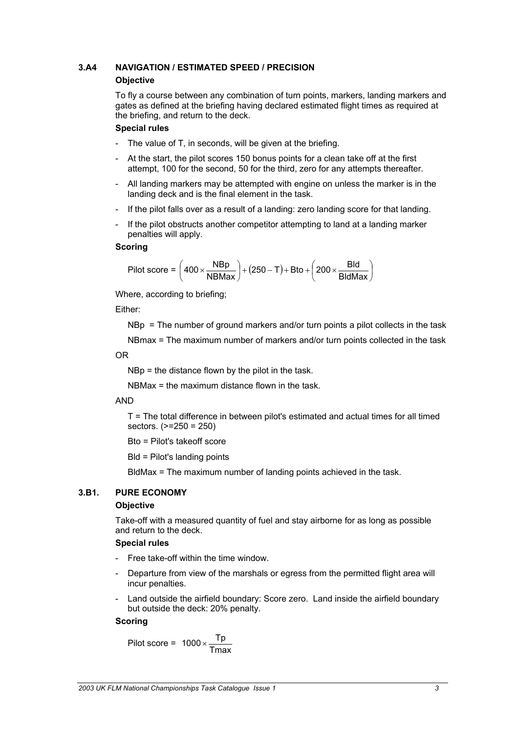### 3.A4 NAVIGATION / ESTIMATED SPEED / PRECISION

**Objective**

To fly a course between any combination of turn points, markers, landing markers and gates as defined at the briefing having declared estimated flight times as required at the briefing, and return to the deck.

**Special rules**

- The value of T, in seconds, will be given at the briefing.
- At the start, the pilot scores 150 bonus points for a clean take off at the first attempt, 100 for the second, 50 for the third, zero for any attempts thereafter.
- All landing markers may be attempted with engine on unless the marker is in the landing deck and is the final element in the task.
- If the pilot falls over as a result of a landing: zero landing score for that landing.
- If the pilot obstructs another competitor attempting to land at a landing marker penalties will apply.

**Scoring**

$$\text{Pilot score} = \left(400 \times \frac{\text{NBp}}{\text{NBMax}}\right) + (250 - \text{T}) + \text{Bto} + \left(200 \times \frac{\text{Bld}}{\text{BldMax}}\right)$$

Where, according to briefing;

Either:

NBp = The number of ground markers and/or turn points a pilot collects in the task

NBmax = The maximum number of markers and/or turn points collected in the task

OR

NBp = the distance flown by the pilot in the task.

NBMax = the maximum distance flown in the task.

AND

T = The total difference in between pilot's estimated and actual times for all timed sectors. (>=250 = 250)

Bto = Pilot's takeoff score

Bld = Pilot's landing points

BldMax = The maximum number of landing points achieved in the task.

### 3.B1. PURE ECONOMY

**Objective**

Take-off with a measured quantity of fuel and stay airborne for as long as possible and return to the deck.

**Special rules**

- Free take-off within the time window.
- Departure from view of the marshals or egress from the permitted flight area will incur penalties.
- Land outside the airfield boundary: Score zero. Land inside the airfield boundary but outside the deck: 20% penalty.

**Scoring**

$$\text{Pilot score} = 1000 \times \frac{\text{Tp}}{\text{Tmax}}$$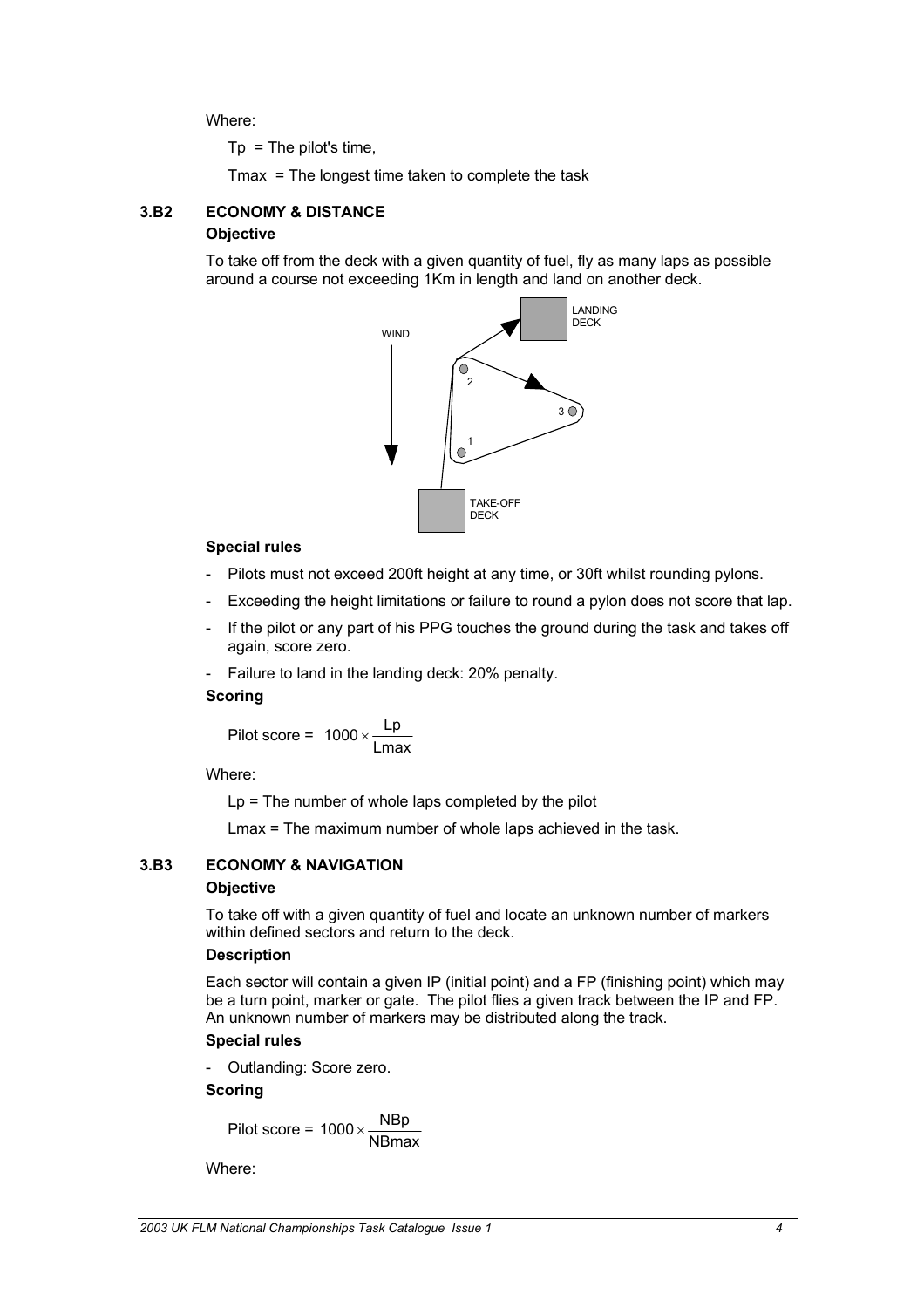Where:

Tp = The pilot's time,

Tmax = The longest time taken to complete the task

### 3.B2 ECONOMY & DISTANCE

**Objective**

To take off from the deck with a given quantity of fuel, fly as many laps as possible around a course not exceeding 1Km in length and land on another deck.

**Special rules**

- Pilots must not exceed 200ft height at any time, or 30ft whilst rounding pylons.
- Exceeding the height limitations or failure to round a pylon does not score that lap.
- If the pilot or any part of his PPG touches the ground during the task and takes off again, score zero.
- Failure to land in the landing deck: 20% penalty.

**Scoring**

$$\text{Pilot score} = 1000 \times \frac{\text{Lp}}{\text{Lmax}}$$

Where:

Lp = The number of whole laps completed by the pilot

Lmax = The maximum number of whole laps achieved in the task.

### 3.B3 ECONOMY & NAVIGATION

**Objective**

To take off with a given quantity of fuel and locate an unknown number of markers within defined sectors and return to the deck.

**Description**

Each sector will contain a given IP (initial point) and a FP (finishing point) which may be a turn point, marker or gate. The pilot flies a given track between the IP and FP. An unknown number of markers may be distributed along the track.

**Special rules**

- Outlanding: Score zero.

**Scoring**

$$\text{Pilot score} = 1000 \times \frac{\text{NBp}}{\text{NBmax}}$$

Where: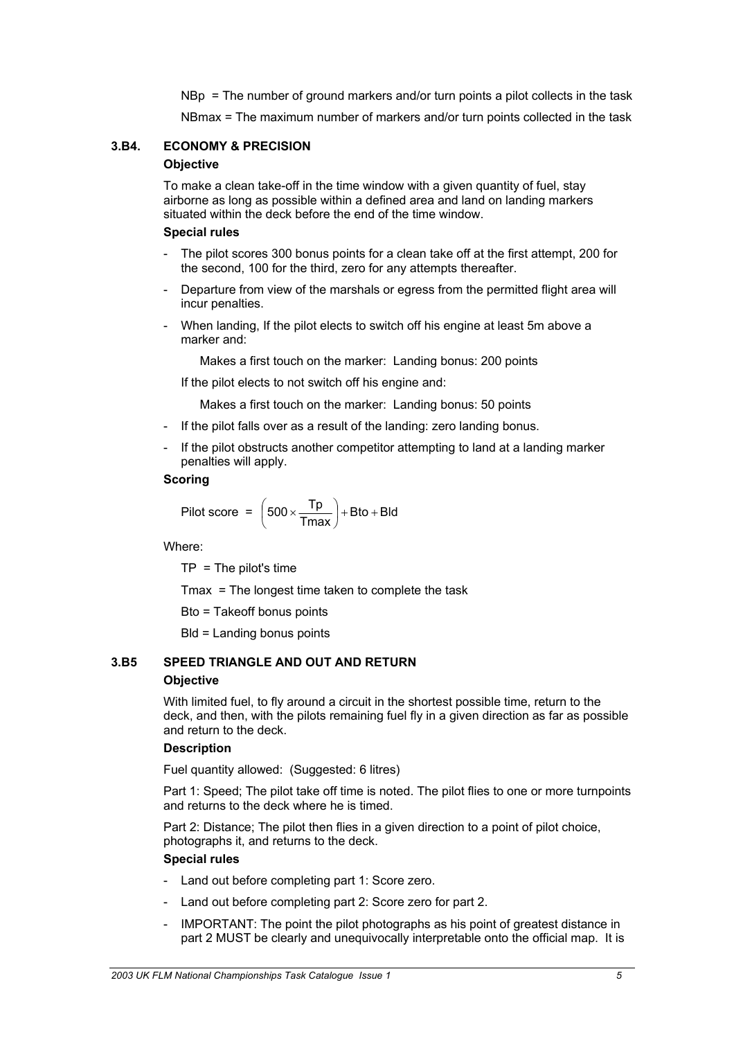NBp = The number of ground markers and/or turn points a pilot collects in the task

NBmax = The maximum number of markers and/or turn points collected in the task

### 3.B4. ECONOMY & PRECISION

**Objective**

To make a clean take-off in the time window with a given quantity of fuel, stay airborne as long as possible within a defined area and land on landing markers situated within the deck before the end of the time window.

**Special rules**

- The pilot scores 300 bonus points for a clean take off at the first attempt, 200 for the second, 100 for the third, zero for any attempts thereafter.
- Departure from view of the marshals or egress from the permitted flight area will incur penalties.
- When landing, If the pilot elects to switch off his engine at least 5m above a marker and:

  Makes a first touch on the marker: Landing bonus: 200 points

  If the pilot elects to not switch off his engine and:

  Makes a first touch on the marker: Landing bonus: 50 points
- If the pilot falls over as a result of the landing: zero landing bonus.
- If the pilot obstructs another competitor attempting to land at a landing marker penalties will apply.

**Scoring**

$$\text{Pilot score} = \left(500 \times \frac{Tp}{Tmax}\right) + Bto + Bld$$

Where:

TP = The pilot's time

Tmax = The longest time taken to complete the task

Bto = Takeoff bonus points

Bld = Landing bonus points

### 3.B5 SPEED TRIANGLE AND OUT AND RETURN

**Objective**

With limited fuel, to fly around a circuit in the shortest possible time, return to the deck, and then, with the pilots remaining fuel fly in a given direction as far as possible and return to the deck.

**Description**

Fuel quantity allowed: (Suggested: 6 litres)

Part 1: Speed; The pilot take off time is noted. The pilot flies to one or more turnpoints and returns to the deck where he is timed.

Part 2: Distance; The pilot then flies in a given direction to a point of pilot choice, photographs it, and returns to the deck.

**Special rules**

- Land out before completing part 1: Score zero.
- Land out before completing part 2: Score zero for part 2.
- IMPORTANT: The point the pilot photographs as his point of greatest distance in part 2 MUST be clearly and unequivocally interpretable onto the official map. It is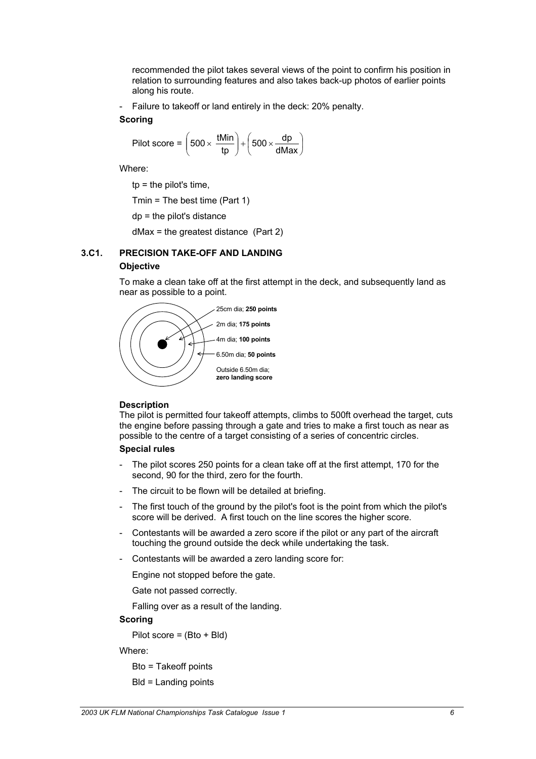recommended the pilot takes several views of the point to confirm his position in relation to surrounding features and also takes back-up photos of earlier points along his route.

- Failure to takeoff or land entirely in the deck: 20% penalty.

**Scoring**

$$\text{Pilot score} = \left(500 \times \frac{\text{tMin}}{\text{tp}}\right) + \left(500 \times \frac{\text{dp}}{\text{dMax}}\right)$$

Where:

tp = the pilot's time,

Tmin = The best time (Part 1)

dp = the pilot's distance

dMax = the greatest distance (Part 2)

### 3.C1. PRECISION TAKE-OFF AND LANDING

**Objective**

To make a clean take off at the first attempt in the deck, and subsequently land as near as possible to a point.

25cm dia; **250 points**

2m dia; **175 points**

4m dia; **100 points**

6.50m dia; **50 points**

Outside 6.50m dia; **zero landing score**

**Description**

The pilot is permitted four takeoff attempts, climbs to 500ft overhead the target, cuts the engine before passing through a gate and tries to make a first touch as near as possible to the centre of a target consisting of a series of concentric circles.

**Special rules**

- The pilot scores 250 points for a clean take off at the first attempt, 170 for the second, 90 for the third, zero for the fourth.
- The circuit to be flown will be detailed at briefing.
- The first touch of the ground by the pilot's foot is the point from which the pilot's score will be derived. A first touch on the line scores the higher score.
- Contestants will be awarded a zero score if the pilot or any part of the aircraft touching the ground outside the deck while undertaking the task.
- Contestants will be awarded a zero landing score for:

  Engine not stopped before the gate.

  Gate not passed correctly.

  Falling over as a result of the landing.

**Scoring**

Pilot score = (Bto + Bld)

Where:

Bto = Takeoff points

Bld = Landing points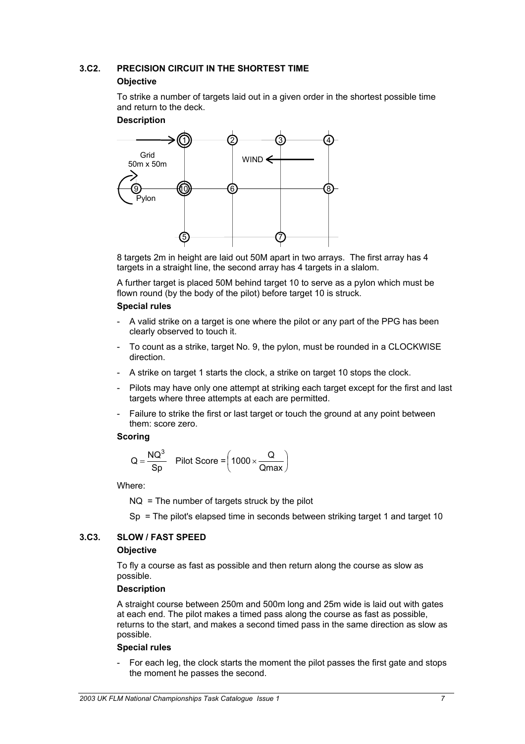### 3.C2. PRECISION CIRCUIT IN THE SHORTEST TIME

**Objective**

To strike a number of targets laid out in a given order in the shortest possible time and return to the deck.

**Description**

8 targets 2m in height are laid out 50M apart in two arrays. The first array has 4 targets in a straight line, the second array has 4 targets in a slalom.

A further target is placed 50M behind target 10 to serve as a pylon which must be flown round (by the body of the pilot) before target 10 is struck.

**Special rules**

- A valid strike on a target is one where the pilot or any part of the PPG has been clearly observed to touch it.
- To count as a strike, target No. 9, the pylon, must be rounded in a CLOCKWISE direction.
- A strike on target 1 starts the clock, a strike on target 10 stops the clock.
- Pilots may have only one attempt at striking each target except for the first and last targets where three attempts at each are permitted.
- Failure to strike the first or last target or touch the ground at any point between them: score zero.

**Scoring**

$$Q = \frac{NQ^3}{Sp} \quad \text{Pilot Score} = \left(1000 \times \frac{Q}{Qmax}\right)$$

Where:

NQ = The number of targets struck by the pilot

Sp = The pilot's elapsed time in seconds between striking target 1 and target 10

### 3.C3. SLOW / FAST SPEED

**Objective**

To fly a course as fast as possible and then return along the course as slow as possible.

**Description**

A straight course between 250m and 500m long and 25m wide is laid out with gates at each end. The pilot makes a timed pass along the course as fast as possible, returns to the start, and makes a second timed pass in the same direction as slow as possible.

**Special rules**

- For each leg, the clock starts the moment the pilot passes the first gate and stops the moment he passes the second.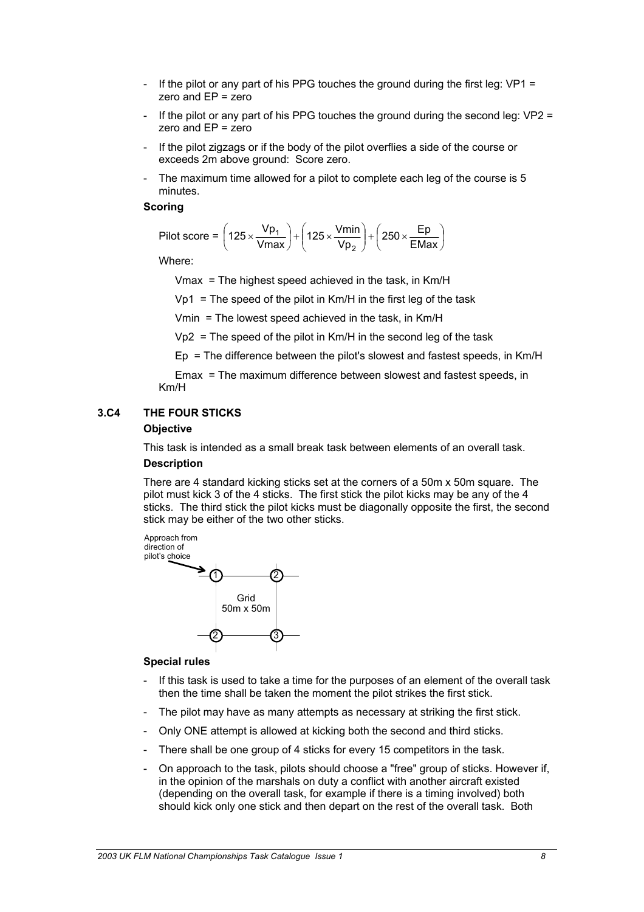- If the pilot or any part of his PPG touches the ground during the first leg: VP1 = zero and EP = zero
- If the pilot or any part of his PPG touches the ground during the second leg: VP2 = zero and EP = zero
- If the pilot zigzags or if the body of the pilot overflies a side of the course or exceeds 2m above ground: Score zero.
- The maximum time allowed for a pilot to complete each leg of the course is 5 minutes.

**Scoring**

$$\text{Pilot score} = \left(125 \times \frac{Vp_1}{Vmax}\right) + \left(125 \times \frac{Vmin}{Vp_2}\right) + \left(250 \times \frac{Ep}{EMax}\right)$$

Where:

Vmax = The highest speed achieved in the task, in Km/H

Vp1 = The speed of the pilot in Km/H in the first leg of the task

Vmin = The lowest speed achieved in the task, in Km/H

Vp2 = The speed of the pilot in Km/H in the second leg of the task

Ep = The difference between the pilot's slowest and fastest speeds, in Km/H

Emax = The maximum difference between slowest and fastest speeds, in Km/H

## 3.C4 THE FOUR STICKS

**Objective**

This task is intended as a small break task between elements of an overall task.

**Description**

There are 4 standard kicking sticks set at the corners of a 50m x 50m square. The pilot must kick 3 of the 4 sticks. The first stick the pilot kicks may be any of the 4 sticks. The third stick the pilot kicks must be diagonally opposite the first, the second stick may be either of the two other sticks.

Approach from direction of pilot's choice

Grid 50m x 50m

**Special rules**

- If this task is used to take a time for the purposes of an element of the overall task then the time shall be taken the moment the pilot strikes the first stick.
- The pilot may have as many attempts as necessary at striking the first stick.
- Only ONE attempt is allowed at kicking both the second and third sticks.
- There shall be one group of 4 sticks for every 15 competitors in the task.
- On approach to the task, pilots should choose a "free" group of sticks. However if, in the opinion of the marshals on duty a conflict with another aircraft existed (depending on the overall task, for example if there is a timing involved) both should kick only one stick and then depart on the rest of the overall task. Both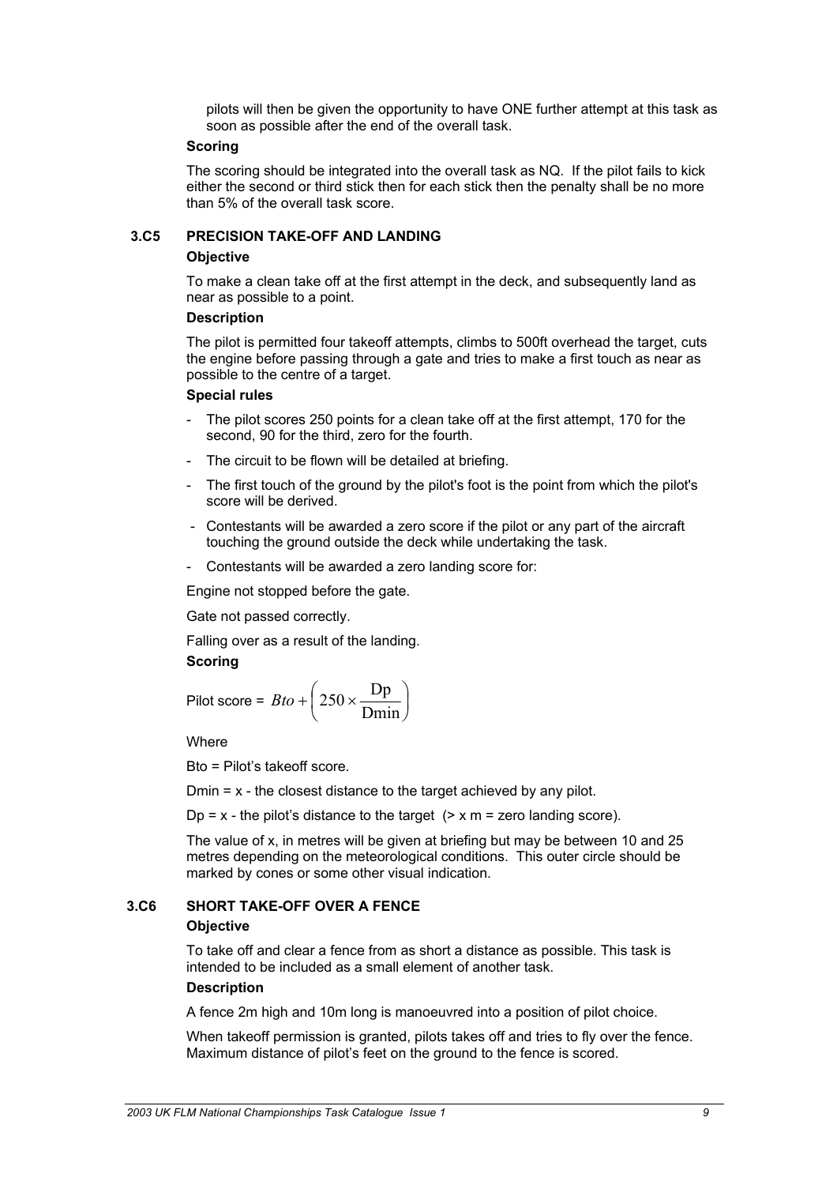pilots will then be given the opportunity to have ONE further attempt at this task as soon as possible after the end of the overall task.

**Scoring**

The scoring should be integrated into the overall task as NQ. If the pilot fails to kick either the second or third stick then for each stick then the penalty shall be no more than 5% of the overall task score.

## 3.C5 PRECISION TAKE-OFF AND LANDING

**Objective**

To make a clean take off at the first attempt in the deck, and subsequently land as near as possible to a point.

**Description**

The pilot is permitted four takeoff attempts, climbs to 500ft overhead the target, cuts the engine before passing through a gate and tries to make a first touch as near as possible to the centre of a target.

**Special rules**

- The pilot scores 250 points for a clean take off at the first attempt, 170 for the second, 90 for the third, zero for the fourth.
- The circuit to be flown will be detailed at briefing.
- The first touch of the ground by the pilot's foot is the point from which the pilot's score will be derived.
- Contestants will be awarded a zero score if the pilot or any part of the aircraft touching the ground outside the deck while undertaking the task.
- Contestants will be awarded a zero landing score for:

Engine not stopped before the gate.

Gate not passed correctly.

Falling over as a result of the landing.

**Scoring**

Pilot score = $Bto + \left( 250 \times \frac{\mathrm{Dp}}{\mathrm{Dmin}} \right)$

Where

Bto = Pilot's takeoff score.

Dmin = x - the closest distance to the target achieved by any pilot.

Dp = x - the pilot's distance to the target (> x m = zero landing score).

The value of x, in metres will be given at briefing but may be between 10 and 25 metres depending on the meteorological conditions. This outer circle should be marked by cones or some other visual indication.

## 3.C6 SHORT TAKE-OFF OVER A FENCE

**Objective**

To take off and clear a fence from as short a distance as possible. This task is intended to be included as a small element of another task.

**Description**

A fence 2m high and 10m long is manoeuvred into a position of pilot choice.

When takeoff permission is granted, pilots takes off and tries to fly over the fence. Maximum distance of pilot's feet on the ground to the fence is scored.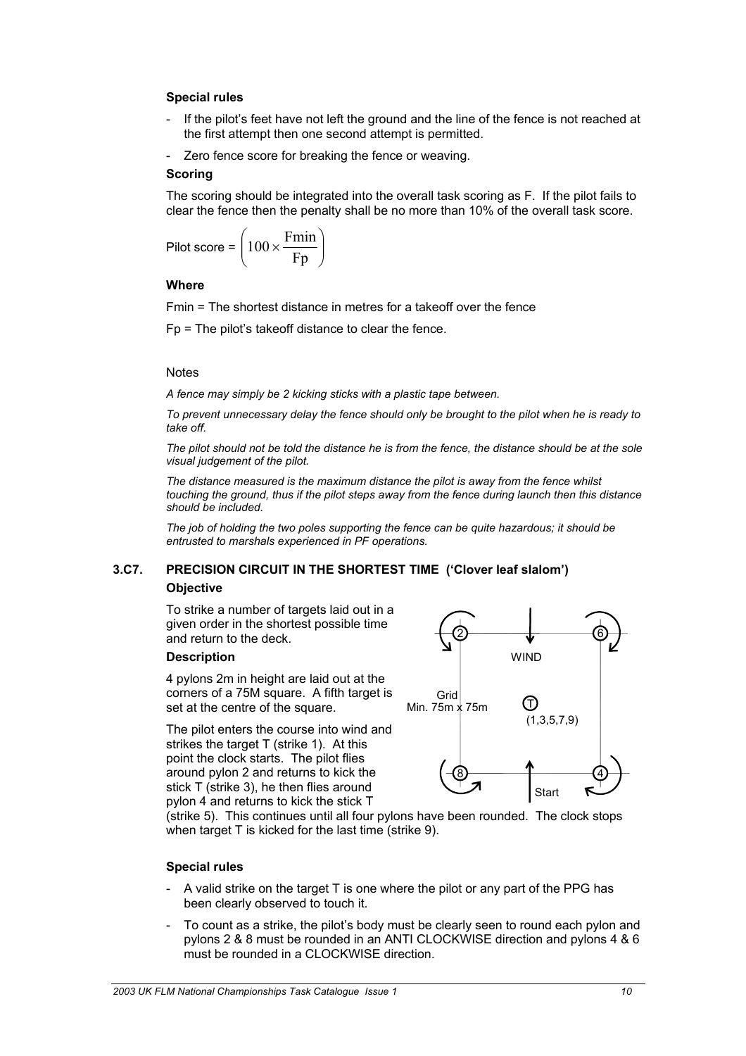**Special rules**

- If the pilot's feet have not left the ground and the line of the fence is not reached at the first attempt then one second attempt is permitted.
- Zero fence score for breaking the fence or weaving.

**Scoring**

The scoring should be integrated into the overall task scoring as F. If the pilot fails to clear the fence then the penalty shall be no more than 10% of the overall task score.

$$\text{Pilot score} = \left(100 \times \frac{\text{Fmin}}{\text{Fp}}\right)$$

**Where**

Fmin = The shortest distance in metres for a takeoff over the fence

Fp = The pilot's takeoff distance to clear the fence.

Notes

*A fence may simply be 2 kicking sticks with a plastic tape between.*

*To prevent unnecessary delay the fence should only be brought to the pilot when he is ready to take off.*

*The pilot should not be told the distance he is from the fence, the distance should be at the sole visual judgement of the pilot.*

*The distance measured is the maximum distance the pilot is away from the fence whilst touching the ground, thus if the pilot steps away from the fence during launch then this distance should be included.*

*The job of holding the two poles supporting the fence can be quite hazardous; it should be entrusted to marshals experienced in PF operations.*

## 3.C7. PRECISION CIRCUIT IN THE SHORTEST TIME ('Clover leaf slalom')

**Objective**

To strike a number of targets laid out in a given order in the shortest possible time and return to the deck.

**Description**

4 pylons 2m in height are laid out at the corners of a 75M square. A fifth target is set at the centre of the square.

The pilot enters the course into wind and strikes the target T (strike 1). At this point the clock starts. The pilot flies around pylon 2 and returns to kick the stick T (strike 3), he then flies around pylon 4 and returns to kick the stick T (strike 5). This continues until all four pylons have been rounded. The clock stops when target T is kicked for the last time (strike 9).

**Special rules**

- A valid strike on the target T is one where the pilot or any part of the PPG has been clearly observed to touch it.
- To count as a strike, the pilot's body must be clearly seen to round each pylon and pylons 2 & 8 must be rounded in an ANTI CLOCKWISE direction and pylons 4 & 6 must be rounded in a CLOCKWISE direction.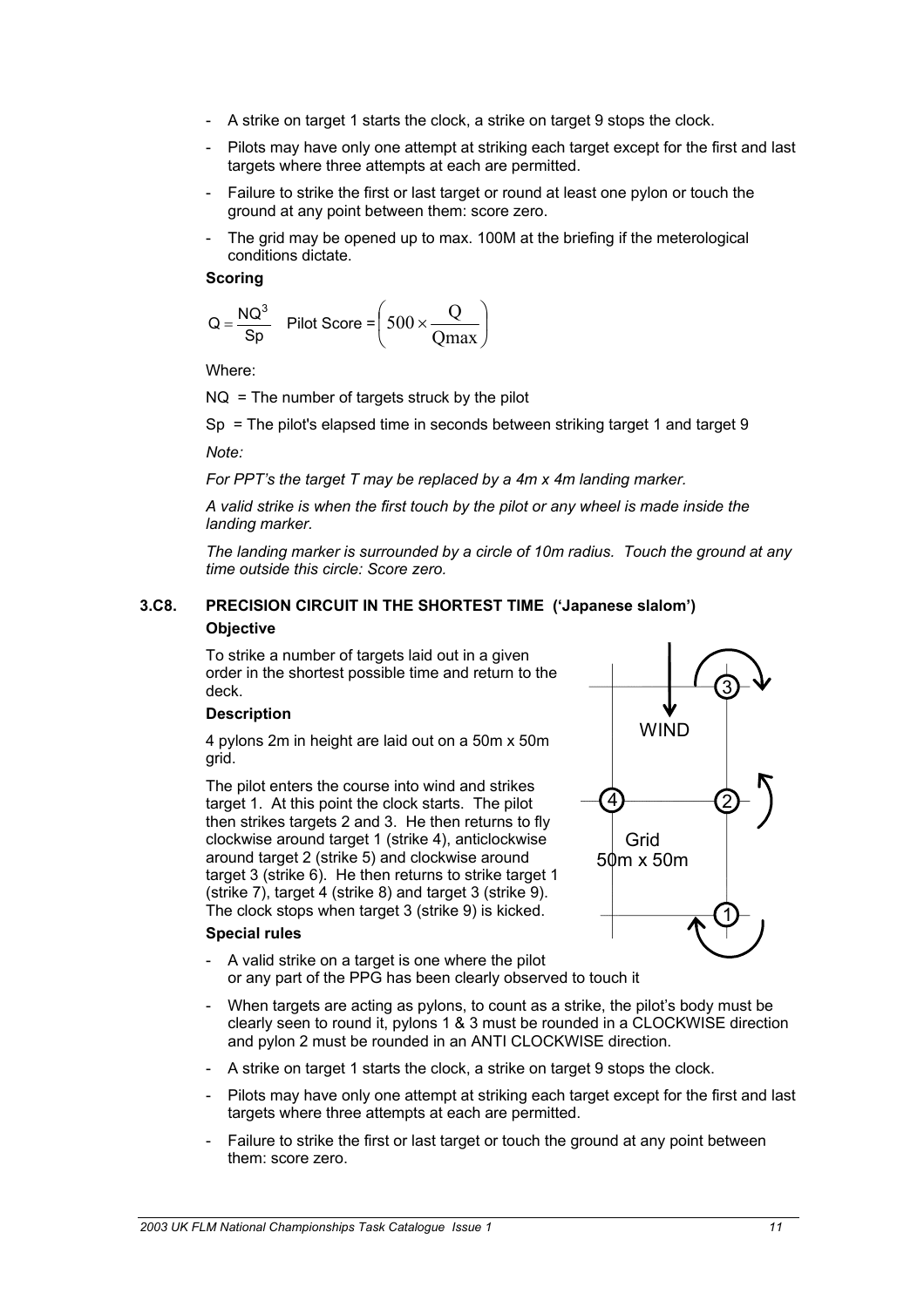- A strike on target 1 starts the clock, a strike on target 9 stops the clock.
- Pilots may have only one attempt at striking each target except for the first and last targets where three attempts at each are permitted.
- Failure to strike the first or last target or round at least one pylon or touch the ground at any point between them: score zero.
- The grid may be opened up to max. 100M at the briefing if the meterological conditions dictate.

**Scoring**

$$Q = \frac{NQ^3}{Sp} \quad \text{Pilot Score} = \left(500 \times \frac{Q}{Qmax}\right)$$

Where:

NQ = The number of targets struck by the pilot

Sp = The pilot's elapsed time in seconds between striking target 1 and target 9

*Note:*

*For PPT's the target T may be replaced by a 4m x 4m landing marker.*

*A valid strike is when the first touch by the pilot or any wheel is made inside the landing marker.*

*The landing marker is surrounded by a circle of 10m radius. Touch the ground at any time outside this circle: Score zero.*

### 3.C8. PRECISION CIRCUIT IN THE SHORTEST TIME ('Japanese slalom')

**Objective**

To strike a number of targets laid out in a given order in the shortest possible time and return to the deck.

**Description**

4 pylons 2m in height are laid out on a 50m x 50m grid.

The pilot enters the course into wind and strikes target 1. At this point the clock starts. The pilot then strikes targets 2 and 3. He then returns to fly clockwise around target 1 (strike 4), anticlockwise around target 2 (strike 5) and clockwise around target 3 (strike 6). He then returns to strike target 1 (strike 7), target 4 (strike 8) and target 3 (strike 9). The clock stops when target 3 (strike 9) is kicked.

WIND

Grid 50m x 50m

**Special rules**

- A valid strike on a target is one where the pilot or any part of the PPG has been clearly observed to touch it
- When targets are acting as pylons, to count as a strike, the pilot's body must be clearly seen to round it, pylons 1 & 3 must be rounded in a CLOCKWISE direction and pylon 2 must be rounded in an ANTI CLOCKWISE direction.
- A strike on target 1 starts the clock, a strike on target 9 stops the clock.
- Pilots may have only one attempt at striking each target except for the first and last targets where three attempts at each are permitted.
- Failure to strike the first or last target or touch the ground at any point between them: score zero.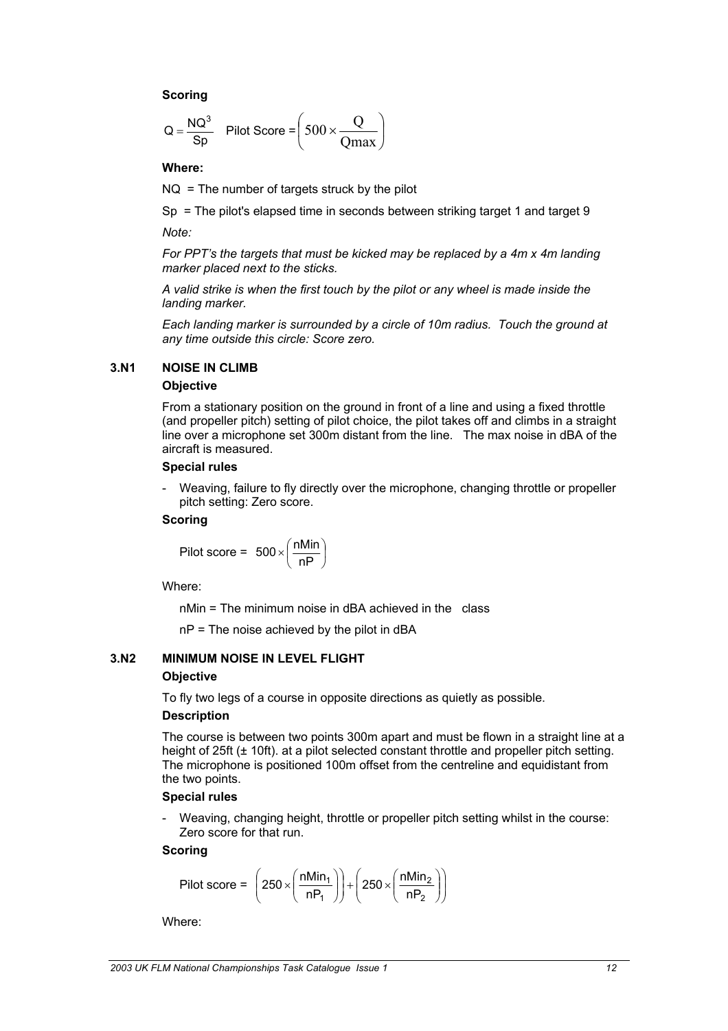**Scoring**

$$Q = \frac{NQ^3}{Sp} \quad \text{Pilot Score} = \left(500 \times \frac{Q}{Qmax}\right)$$

**Where:**

NQ = The number of targets struck by the pilot

Sp = The pilot's elapsed time in seconds between striking target 1 and target 9

*Note:*

*For PPT's the targets that must be kicked may be replaced by a 4m x 4m landing marker placed next to the sticks.*

*A valid strike is when the first touch by the pilot or any wheel is made inside the landing marker.*

*Each landing marker is surrounded by a circle of 10m radius. Touch the ground at any time outside this circle: Score zero.*

### 3.N1 NOISE IN CLIMB

**Objective**

From a stationary position on the ground in front of a line and using a fixed throttle (and propeller pitch) setting of pilot choice, the pilot takes off and climbs in a straight line over a microphone set 300m distant from the line. The max noise in dBA of the aircraft is measured.

**Special rules**

- Weaving, failure to fly directly over the microphone, changing throttle or propeller pitch setting: Zero score.

**Scoring**

$$\text{Pilot score} = 500 \times \left(\frac{nMin}{nP}\right)$$

Where:

nMin = The minimum noise in dBA achieved in the class

nP = The noise achieved by the pilot in dBA

### 3.N2 MINIMUM NOISE IN LEVEL FLIGHT

**Objective**

To fly two legs of a course in opposite directions as quietly as possible.

**Description**

The course is between two points 300m apart and must be flown in a straight line at a height of 25ft (± 10ft). at a pilot selected constant throttle and propeller pitch setting. The microphone is positioned 100m offset from the centreline and equidistant from the two points.

**Special rules**

- Weaving, changing height, throttle or propeller pitch setting whilst in the course: Zero score for that run.

**Scoring**

$$\text{Pilot score} = \left(250 \times \left(\frac{nMin_1}{nP_1}\right)\right) + \left(250 \times \left(\frac{nMin_2}{nP_2}\right)\right)$$

Where: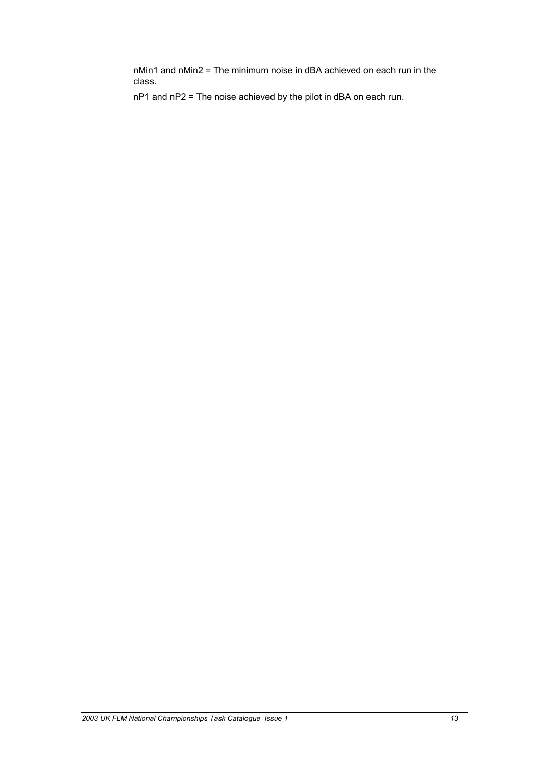nMin1 and nMin2 = The minimum noise in dBA achieved on each run in the class.

nP1 and nP2 = The noise achieved by the pilot in dBA on each run.